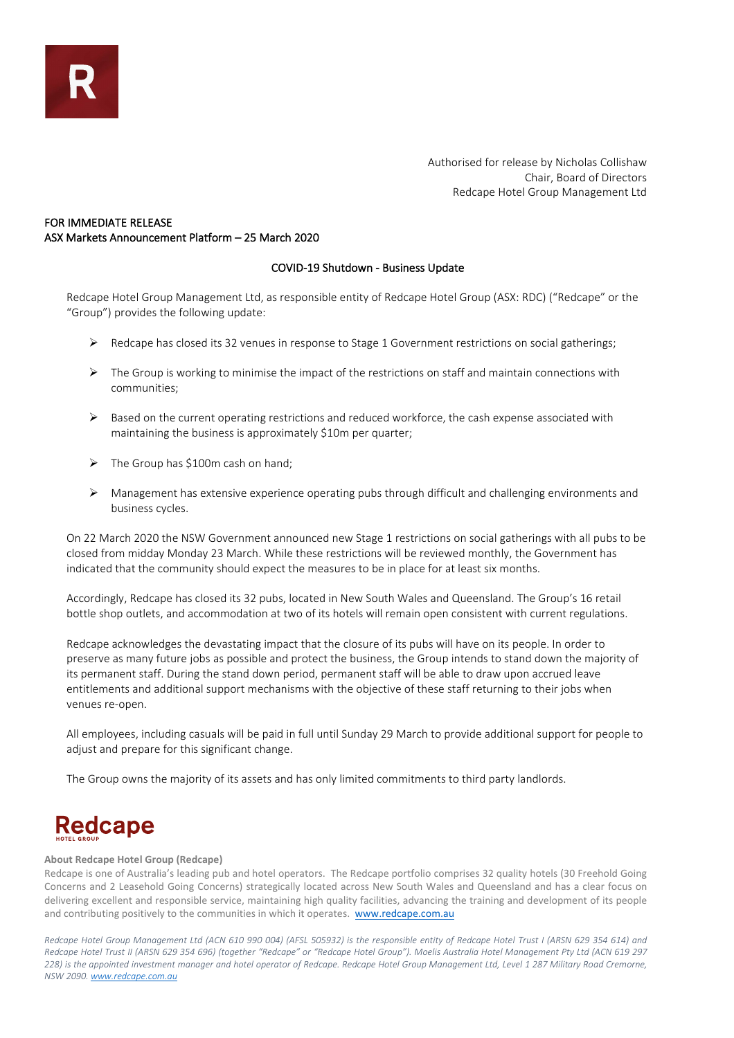Authorised for release by Nicholas Collishaw
Chair, Board of Directors
Redcape Hotel Group Management Ltd

FOR IMMEDIATE RELEASE
ASX Markets Announcement Platform – 25 March 2020

## COVID-19 Shutdown - Business Update

Redcape Hotel Group Management Ltd, as responsible entity of Redcape Hotel Group (ASX: RDC) ("Redcape" or the "Group") provides the following update:

- Redcape has closed its 32 venues in response to Stage 1 Government restrictions on social gatherings;
- The Group is working to minimise the impact of the restrictions on staff and maintain connections with communities;
- Based on the current operating restrictions and reduced workforce, the cash expense associated with maintaining the business is approximately $10m per quarter;
- The Group has $100m cash on hand;
- Management has extensive experience operating pubs through difficult and challenging environments and business cycles.

On 22 March 2020 the NSW Government announced new Stage 1 restrictions on social gatherings with all pubs to be closed from midday Monday 23 March. While these restrictions will be reviewed monthly, the Government has indicated that the community should expect the measures to be in place for at least six months.

Accordingly, Redcape has closed its 32 pubs, located in New South Wales and Queensland. The Group's 16 retail bottle shop outlets, and accommodation at two of its hotels will remain open consistent with current regulations.

Redcape acknowledges the devastating impact that the closure of its pubs will have on its people. In order to preserve as many future jobs as possible and protect the business, the Group intends to stand down the majority of its permanent staff. During the stand down period, permanent staff will be able to draw upon accrued leave entitlements and additional support mechanisms with the objective of these staff returning to their jobs when venues re-open.

All employees, including casuals will be paid in full until Sunday 29 March to provide additional support for people to adjust and prepare for this significant change.

The Group owns the majority of its assets and has only limited commitments to third party landlords.

**About Redcape Hotel Group (Redcape)**
Redcape is one of Australia's leading pub and hotel operators. The Redcape portfolio comprises 32 quality hotels (30 Freehold Going Concerns and 2 Leasehold Going Concerns) strategically located across New South Wales and Queensland and has a clear focus on delivering excellent and responsible service, maintaining high quality facilities, advancing the training and development of its people and contributing positively to the communities in which it operates. www.redcape.com.au

*Redcape Hotel Group Management Ltd (ACN 610 990 004) (AFSL 505932) is the responsible entity of Redcape Hotel Trust I (ARSN 629 354 614) and Redcape Hotel Trust II (ARSN 629 354 696) (together "Redcape" or "Redcape Hotel Group"). Moelis Australia Hotel Management Pty Ltd (ACN 619 297 228) is the appointed investment manager and hotel operator of Redcape. Redcape Hotel Group Management Ltd, Level 1 287 Military Road Cremorne, NSW 2090. www.redcape.com.au*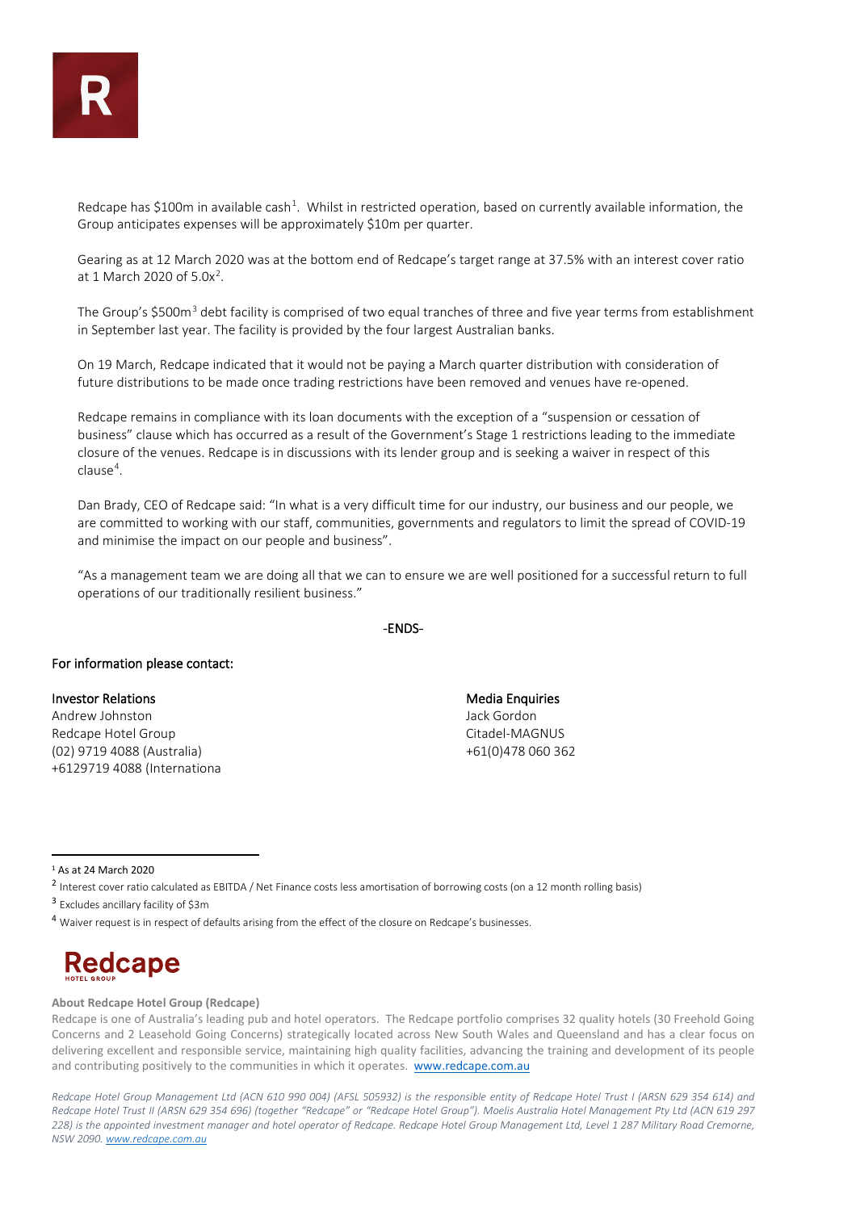Redcape has $100m in available cash[1]. Whilst in restricted operation, based on currently available information, the Group anticipates expenses will be approximately $10m per quarter.

Gearing as at 12 March 2020 was at the bottom end of Redcape's target range at 37.5% with an interest cover ratio at 1 March 2020 of 5.0x[2].

The Group's $500m[3] debt facility is comprised of two equal tranches of three and five year terms from establishment in September last year. The facility is provided by the four largest Australian banks.

On 19 March, Redcape indicated that it would not be paying a March quarter distribution with consideration of future distributions to be made once trading restrictions have been removed and venues have re-opened.

Redcape remains in compliance with its loan documents with the exception of a "suspension or cessation of business" clause which has occurred as a result of the Government's Stage 1 restrictions leading to the immediate closure of the venues. Redcape is in discussions with its lender group and is seeking a waiver in respect of this clause[4].

Dan Brady, CEO of Redcape said: "In what is a very difficult time for our industry, our business and our people, we are committed to working with our staff, communities, governments and regulators to limit the spread of COVID-19 and minimise the impact on our people and business".

"As a management team we are doing all that we can to ensure we are well positioned for a successful return to full operations of our traditionally resilient business."

-ENDS-

**For information please contact:**

**Investor Relations**
Andrew Johnston
Redcape Hotel Group
(02) 9719 4088 (Australia)
+6129719 4088 (Internationa

**Media Enquiries**
Jack Gordon
Citadel-MAGNUS
+61(0)478 060 362

[1] As at 24 March 2020

[2] Interest cover ratio calculated as EBITDA / Net Finance costs less amortisation of borrowing costs (on a 12 month rolling basis)

[3] Excludes ancillary facility of $3m

[4] Waiver request is in respect of defaults arising from the effect of the closure on Redcape's businesses.

**Redcape**
HOTEL GROUP

**About Redcape Hotel Group (Redcape)**

Redcape is one of Australia's leading pub and hotel operators. The Redcape portfolio comprises 32 quality hotels (30 Freehold Going Concerns and 2 Leasehold Going Concerns) strategically located across New South Wales and Queensland and has a clear focus on delivering excellent and responsible service, maintaining high quality facilities, advancing the training and development of its people and contributing positively to the communities in which it operates. www.redcape.com.au

*Redcape Hotel Group Management Ltd (ACN 610 990 004) (AFSL 505932) is the responsible entity of Redcape Hotel Trust I (ARSN 629 354 614) and Redcape Hotel Trust II (ARSN 629 354 696) (together "Redcape" or "Redcape Hotel Group"). Moelis Australia Hotel Management Pty Ltd (ACN 619 297 228) is the appointed investment manager and hotel operator of Redcape. Redcape Hotel Group Management Ltd, Level 1 287 Military Road Cremorne, NSW 2090. www.redcape.com.au*